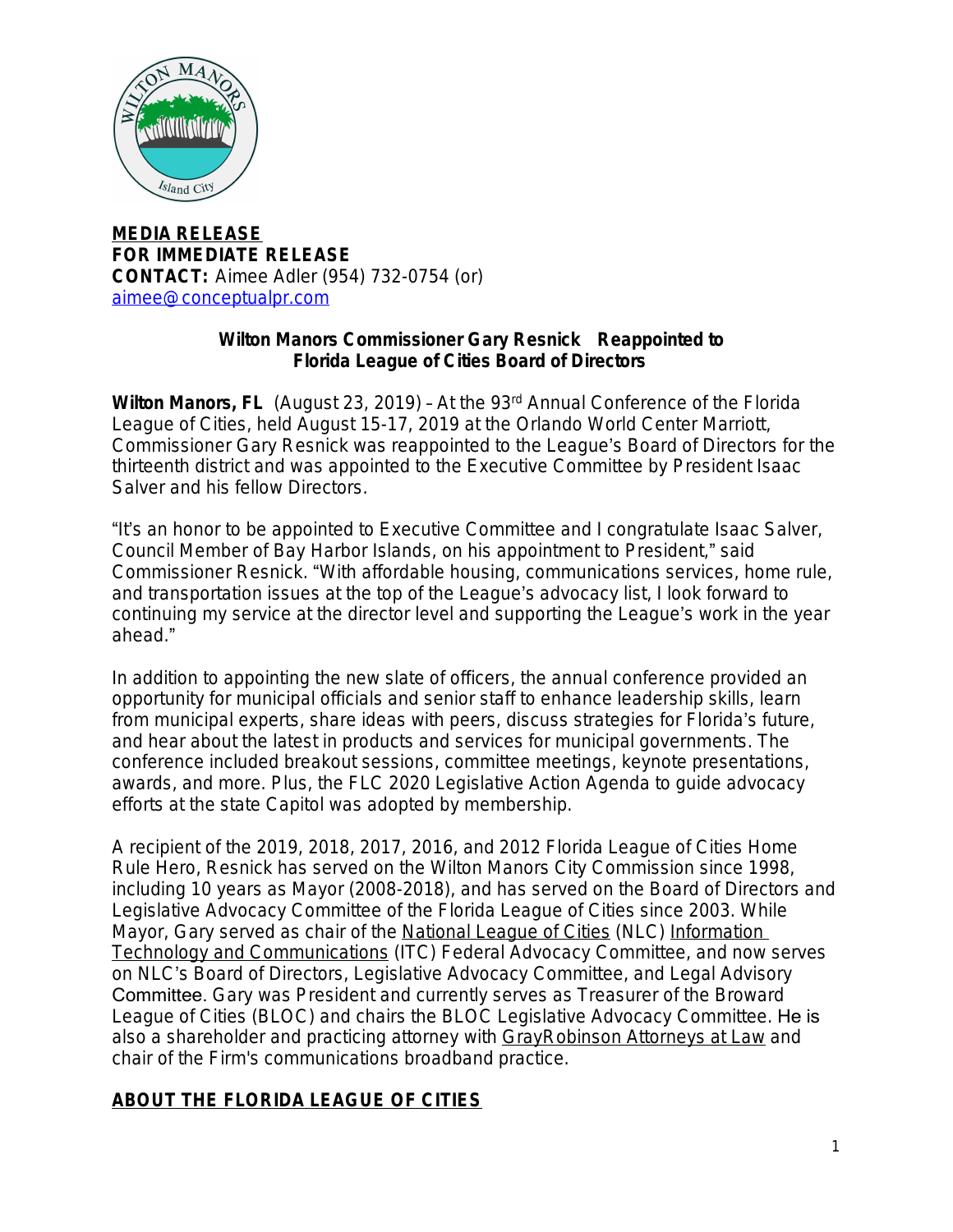**MEDIA RELEASE**
**FOR IMMEDIATE RELEASE**
**CONTACT:** Aimee Adler (954) 732-0754 (or)
aimee@conceptualpr.com

## Wilton Manors Commissioner Gary Resnick Reappointed to Florida League of Cities Board of Directors

**Wilton Manors, FL** (August 23, 2019) – At the 93rd Annual Conference of the Florida League of Cities, held August 15-17, 2019 at the Orlando World Center Marriott, Commissioner Gary Resnick was reappointed to the League's Board of Directors for the thirteenth district and was appointed to the Executive Committee by President Isaac Salver and his fellow Directors.

"It's an honor to be appointed to Executive Committee and I congratulate Isaac Salver, Council Member of Bay Harbor Islands, on his appointment to President," said Commissioner Resnick. "With affordable housing, communications services, home rule, and transportation issues at the top of the League's advocacy list, I look forward to continuing my service at the director level and supporting the League's work in the year ahead."

In addition to appointing the new slate of officers, the annual conference provided an opportunity for municipal officials and senior staff to enhance leadership skills, learn from municipal experts, share ideas with peers, discuss strategies for Florida's future, and hear about the latest in products and services for municipal governments. The conference included breakout sessions, committee meetings, keynote presentations, awards, and more. Plus, the FLC 2020 Legislative Action Agenda to guide advocacy efforts at the state Capitol was adopted by membership.

A recipient of the 2019, 2018, 2017, 2016, and 2012 Florida League of Cities Home Rule Hero, Resnick has served on the Wilton Manors City Commission since 1998, including 10 years as Mayor (2008-2018), and has served on the Board of Directors and Legislative Advocacy Committee of the Florida League of Cities since 2003. While Mayor, Gary served as chair of the National League of Cities (NLC) Information Technology and Communications (ITC) Federal Advocacy Committee, and now serves on NLC's Board of Directors, Legislative Advocacy Committee, and Legal Advisory Committee. Gary was President and currently serves as Treasurer of the Broward League of Cities (BLOC) and chairs the BLOC Legislative Advocacy Committee. He is also a shareholder and practicing attorney with GrayRobinson Attorneys at Law and chair of the Firm's communications broadband practice.

## ABOUT THE FLORIDA LEAGUE OF CITIES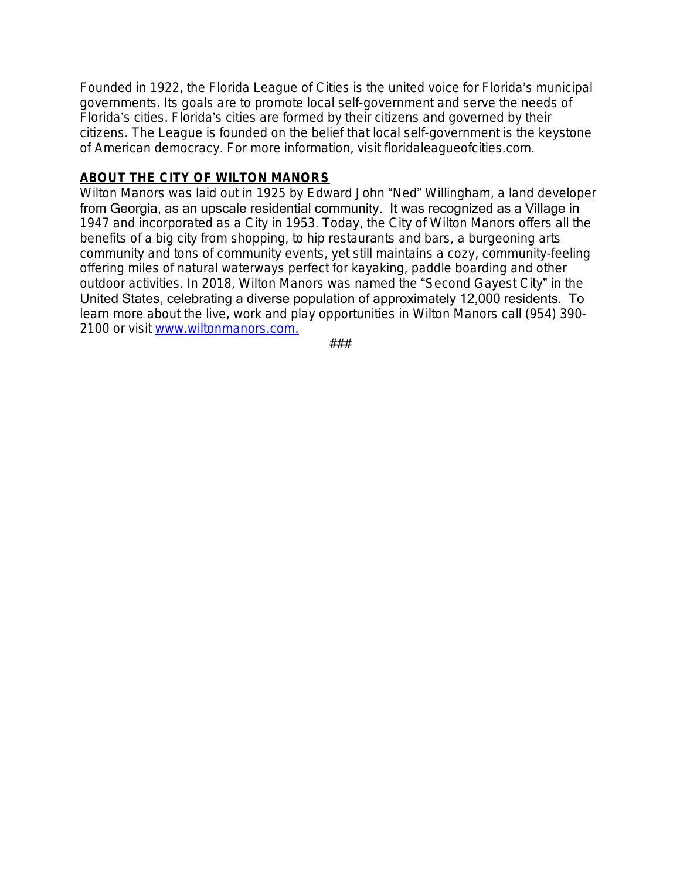Founded in 1922, the Florida League of Cities is the united voice for Florida's municipal governments. Its goals are to promote local self-government and serve the needs of Florida's cities. Florida's cities are formed by their citizens and governed by their citizens. The League is founded on the belief that local self-government is the keystone of American democracy. For more information, visit floridaleagueofcities.com.

## ABOUT THE CITY OF WILTON MANORS

Wilton Manors was laid out in 1925 by Edward John "Ned" Willingham, a land developer from Georgia, as an upscale residential community. It was recognized as a Village in 1947 and incorporated as a City in 1953. Today, the City of Wilton Manors offers all the benefits of a big city from shopping, to hip restaurants and bars, a burgeoning arts community and tons of community events, yet still maintains a cozy, community-feeling offering miles of natural waterways perfect for kayaking, paddle boarding and other outdoor activities. In 2018, Wilton Manors was named the "Second Gayest City" in the United States, celebrating a diverse population of approximately 12,000 residents. To learn more about the live, work and play opportunities in Wilton Manors call (954) 390-2100 or visit [www.wiltonmanors.com.](http://www.wiltonmanors.com)

###